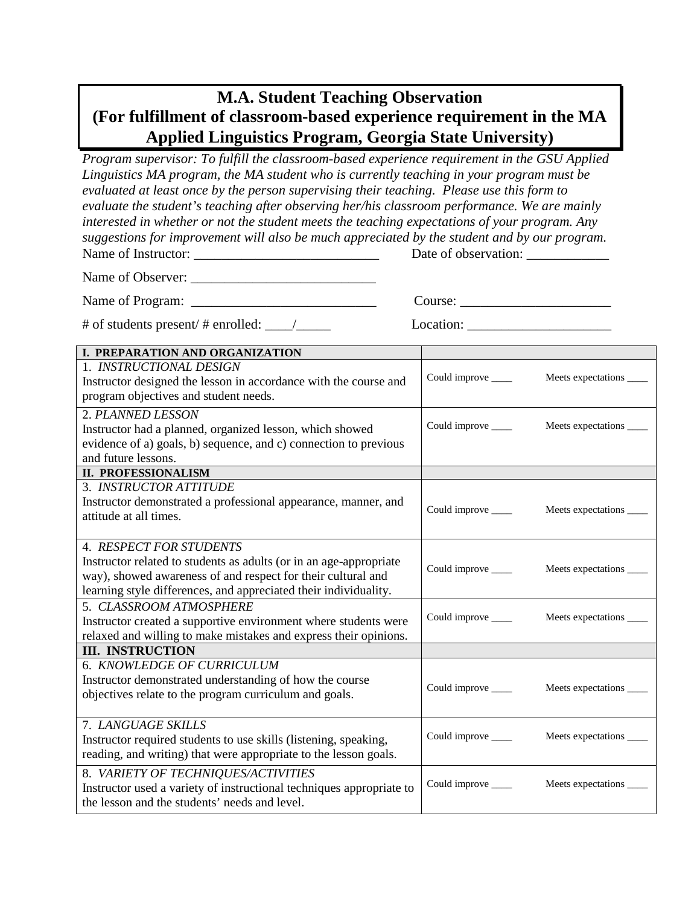# M.A. Student Teaching Observation
# (For fulfillment of classroom-based experience requirement in the MA Applied Linguistics Program, Georgia State University)

*Program supervisor: To fulfill the classroom-based experience requirement in the GSU Applied Linguistics MA program, the MA student who is currently teaching in your program must be evaluated at least once by the person supervising their teaching. Please use this form to evaluate the student's teaching after observing her/his classroom performance. We are mainly interested in whether or not the student meets the teaching expectations of your program. Any suggestions for improvement will also be much appreciated by the student and by our program.*

Name of Instructor: ___________________________ Date of observation: ____________

Name of Observer: ___________________________

Name of Program: ___________________________ Course: ______________________

# of students present/ # enrolled: ____/_____ Location: _____________________

| **I. PREPARATION AND ORGANIZATION** | |
|---|---|
| 1. *INSTRUCTIONAL DESIGN* Instructor designed the lesson in accordance with the course and program objectives and student needs. | Could improve ____ Meets expectations ____ |
| 2. *PLANNED LESSON* Instructor had a planned, organized lesson, which showed evidence of a) goals, b) sequence, and c) connection to previous and future lessons. | Could improve ____ Meets expectations ____ |
| **II. PROFESSIONALISM** | |
| 3. *INSTRUCTOR ATTITUDE* Instructor demonstrated a professional appearance, manner, and attitude at all times. | Could improve ____ Meets expectations ____ |
| 4. *RESPECT FOR STUDENTS* Instructor related to students as adults (or in an age-appropriate way), showed awareness of and respect for their cultural and learning style differences, and appreciated their individuality. | Could improve ____ Meets expectations ____ |
| 5. *CLASSROOM ATMOSPHERE* Instructor created a supportive environment where students were relaxed and willing to make mistakes and express their opinions. | Could improve ____ Meets expectations ____ |
| **III. INSTRUCTION** | |
| 6. *KNOWLEDGE OF CURRICULUM* Instructor demonstrated understanding of how the course objectives relate to the program curriculum and goals. | Could improve ____ Meets expectations ____ |
| 7. *LANGUAGE SKILLS* Instructor required students to use skills (listening, speaking, reading, and writing) that were appropriate to the lesson goals. | Could improve ____ Meets expectations ____ |
| 8. *VARIETY OF TECHNIQUES/ACTIVITIES* Instructor used a variety of instructional techniques appropriate to the lesson and the students' needs and level. | Could improve ____ Meets expectations ____ |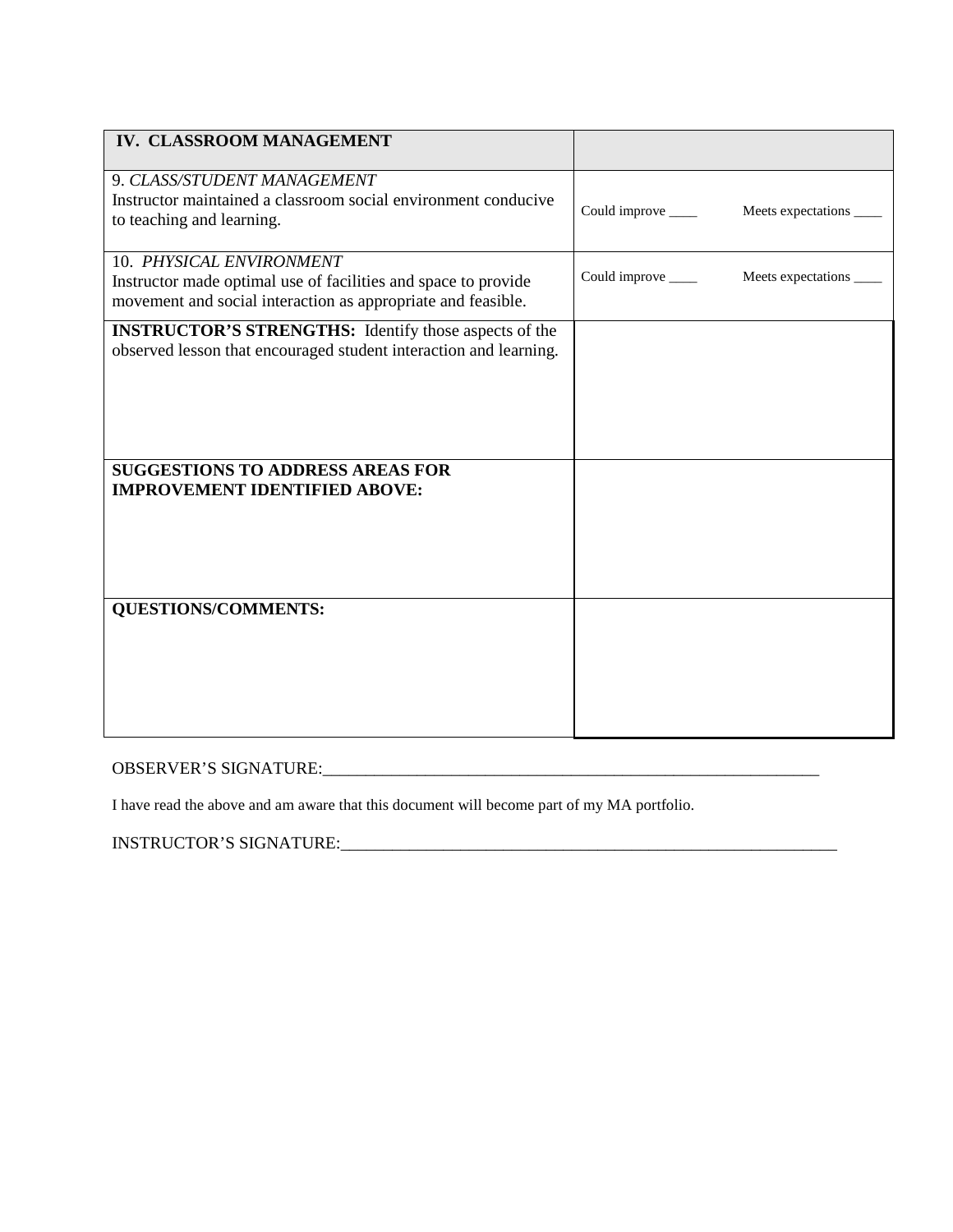| **IV. CLASSROOM MANAGEMENT** | |
|---|---|
| 9. *CLASS/STUDENT MANAGEMENT*<br>Instructor maintained a classroom social environment conducive to teaching and learning. | Could improve ____ Meets expectations ____ |
| 10. *PHYSICAL ENVIRONMENT*<br>Instructor made optimal use of facilities and space to provide movement and social interaction as appropriate and feasible. | Could improve ____ Meets expectations ____ |
| **INSTRUCTOR'S STRENGTHS:** Identify those aspects of the observed lesson that encouraged student interaction and learning. | |
| **SUGGESTIONS TO ADDRESS AREAS FOR IMPROVEMENT IDENTIFIED ABOVE:** | |
| **QUESTIONS/COMMENTS:** | |

OBSERVER'S SIGNATURE:_______________________________________________________________

I have read the above and am aware that this document will become part of my MA portfolio.

INSTRUCTOR'S SIGNATURE:_______________________________________________________________